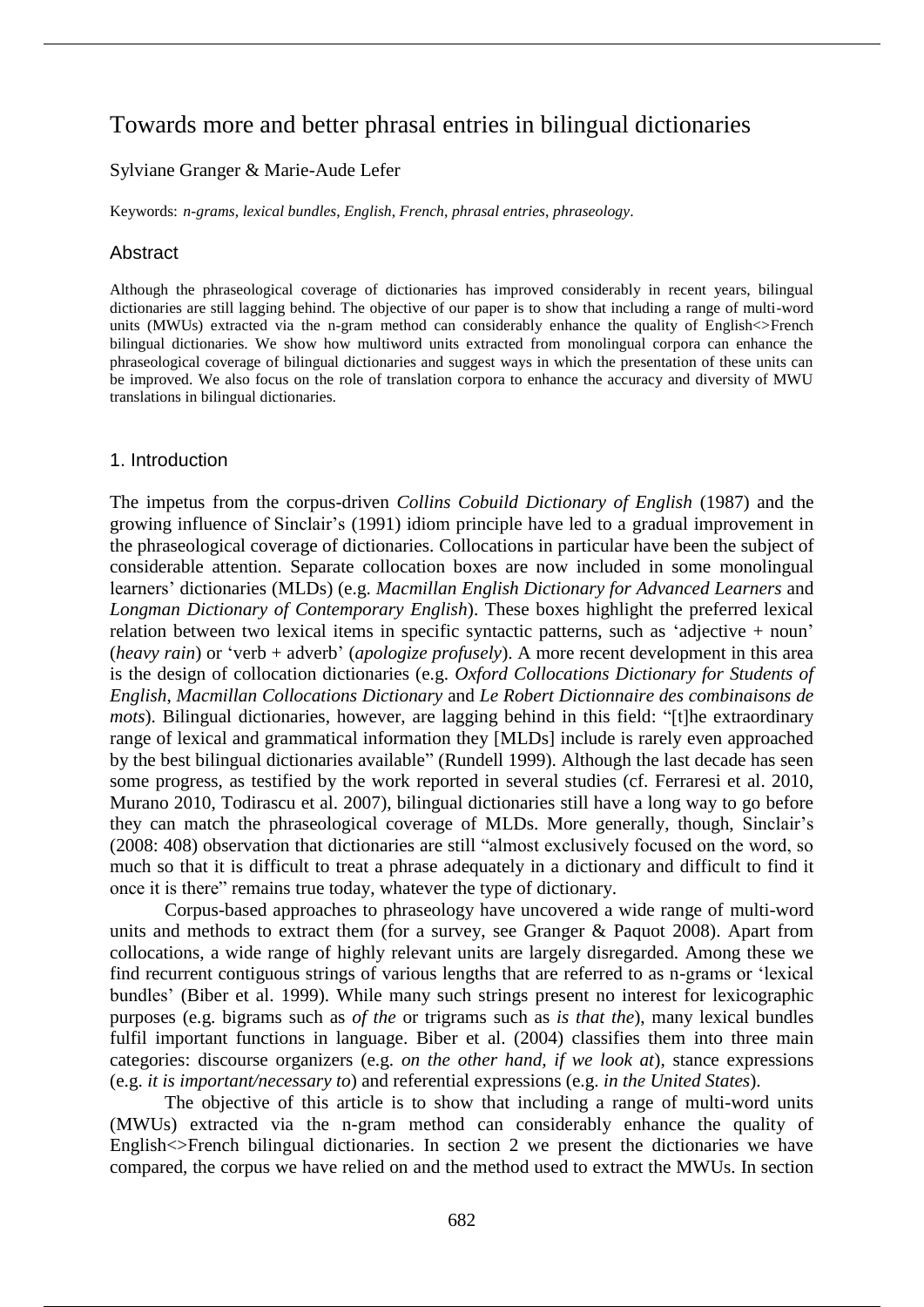# Towards more and better phrasal entries in bilingual dictionaries

Sylviane Granger & Marie-Aude Lefer

Keywords: *n-grams*, *lexical bundles*, *English*, *French*, *phrasal entries*, *phraseology*.

## Abstract

Although the phraseological coverage of dictionaries has improved considerably in recent years, bilingual dictionaries are still lagging behind. The objective of our paper is to show that including a range of multi-word units (MWUs) extracted via the n-gram method can considerably enhance the quality of English<>French bilingual dictionaries. We show how multiword units extracted from monolingual corpora can enhance the phraseological coverage of bilingual dictionaries and suggest ways in which the presentation of these units can be improved. We also focus on the role of translation corpora to enhance the accuracy and diversity of MWU translations in bilingual dictionaries.

## 1. Introduction

The impetus from the corpus-driven *Collins Cobuild Dictionary of English* (1987) and the growing influence of Sinclair's (1991) idiom principle have led to a gradual improvement in the phraseological coverage of dictionaries. Collocations in particular have been the subject of considerable attention. Separate collocation boxes are now included in some monolingual learners' dictionaries (MLDs) (e.g. *Macmillan English Dictionary for Advanced Learners* and *Longman Dictionary of Contemporary English*). These boxes highlight the preferred lexical relation between two lexical items in specific syntactic patterns, such as 'adjective + noun' (*heavy rain*) or 'verb + adverb' (*apologize profusely*). A more recent development in this area is the design of collocation dictionaries (e.g. *Oxford Collocations Dictionary for Students of English*, *Macmillan Collocations Dictionary* and *Le Robert Dictionnaire des combinaisons de mots*). Bilingual dictionaries, however, are lagging behind in this field: "[t]he extraordinary range of lexical and grammatical information they [MLDs] include is rarely even approached by the best bilingual dictionaries available" (Rundell 1999). Although the last decade has seen some progress, as testified by the work reported in several studies (cf. Ferraresi et al. 2010, Murano 2010, Todirascu et al. 2007), bilingual dictionaries still have a long way to go before they can match the phraseological coverage of MLDs. More generally, though, Sinclair's (2008: 408) observation that dictionaries are still "almost exclusively focused on the word, so much so that it is difficult to treat a phrase adequately in a dictionary and difficult to find it once it is there" remains true today, whatever the type of dictionary.

Corpus-based approaches to phraseology have uncovered a wide range of multi-word units and methods to extract them (for a survey, see Granger & Paquot 2008). Apart from collocations, a wide range of highly relevant units are largely disregarded. Among these we find recurrent contiguous strings of various lengths that are referred to as n-grams or 'lexical bundles' (Biber et al. 1999). While many such strings present no interest for lexicographic purposes (e.g. bigrams such as *of the* or trigrams such as *is that the*), many lexical bundles fulfil important functions in language. Biber et al. (2004) classifies them into three main categories: discourse organizers (e.g. *on the other hand, if we look at*), stance expressions (e.g. *it is important/necessary to*) and referential expressions (e.g. *in the United States*).

The objective of this article is to show that including a range of multi-word units (MWUs) extracted via the n-gram method can considerably enhance the quality of English<>French bilingual dictionaries. In section 2 we present the dictionaries we have compared, the corpus we have relied on and the method used to extract the MWUs. In section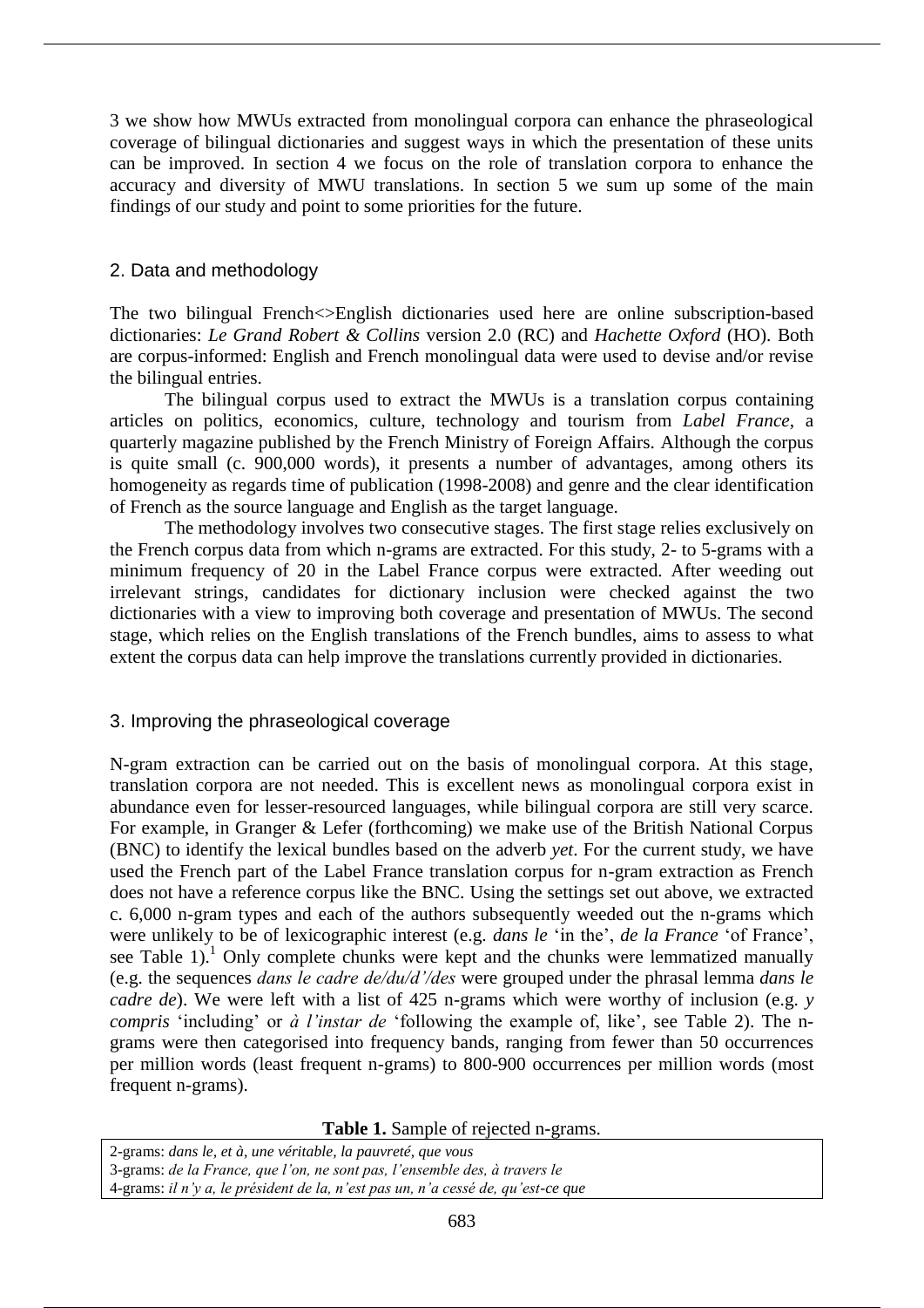3 we show how MWUs extracted from monolingual corpora can enhance the phraseological coverage of bilingual dictionaries and suggest ways in which the presentation of these units can be improved. In section 4 we focus on the role of translation corpora to enhance the accuracy and diversity of MWU translations. In section 5 we sum up some of the main findings of our study and point to some priorities for the future.

## 2. Data and methodology

The two bilingual French<>English dictionaries used here are online subscription-based dictionaries: *Le Grand Robert & Collins* version 2.0 (RC) and *Hachette Oxford* (HO). Both are corpus-informed: English and French monolingual data were used to devise and/or revise the bilingual entries.

The bilingual corpus used to extract the MWUs is a translation corpus containing articles on politics, economics, culture, technology and tourism from *Label France*, a quarterly magazine published by the French Ministry of Foreign Affairs. Although the corpus is quite small (c. 900,000 words), it presents a number of advantages, among others its homogeneity as regards time of publication (1998-2008) and genre and the clear identification of French as the source language and English as the target language.

The methodology involves two consecutive stages. The first stage relies exclusively on the French corpus data from which n-grams are extracted. For this study, 2- to 5-grams with a minimum frequency of 20 in the Label France corpus were extracted. After weeding out irrelevant strings, candidates for dictionary inclusion were checked against the two dictionaries with a view to improving both coverage and presentation of MWUs. The second stage, which relies on the English translations of the French bundles, aims to assess to what extent the corpus data can help improve the translations currently provided in dictionaries.

## 3. Improving the phraseological coverage

N-gram extraction can be carried out on the basis of monolingual corpora. At this stage, translation corpora are not needed. This is excellent news as monolingual corpora exist in abundance even for lesser-resourced languages, while bilingual corpora are still very scarce. For example, in Granger & Lefer (forthcoming) we make use of the British National Corpus (BNC) to identify the lexical bundles based on the adverb *yet*. For the current study, we have used the French part of the Label France translation corpus for n-gram extraction as French does not have a reference corpus like the BNC. Using the settings set out above, we extracted c. 6,000 n-gram types and each of the authors subsequently weeded out the n-grams which were unlikely to be of lexicographic interest (e.g. *dans le* 'in the', *de la France* 'of France', see Table 1).[1] Only complete chunks were kept and the chunks were lemmatized manually (e.g. the sequences *dans le cadre de/du/d'/des* were grouped under the phrasal lemma *dans le cadre de*). We were left with a list of 425 n-grams which were worthy of inclusion (e.g. *y compris* 'including' or *à l'instar de* 'following the example of, like', see Table 2). The n-grams were then categorised into frequency bands, ranging from fewer than 50 occurrences per million words (least frequent n-grams) to 800-900 occurrences per million words (most frequent n-grams).

**Table 1.** Sample of rejected n-grams.

| |
|---|
| 2-grams: *dans le, et à, une véritable, la pauvreté, que vous* |
| 3-grams: *de la France, que l'on, ne sont pas, l'ensemble des, à travers le* |
| 4-grams: *il n'y a, le président de la, n'est pas un, n'a cessé de, qu'est-ce que* |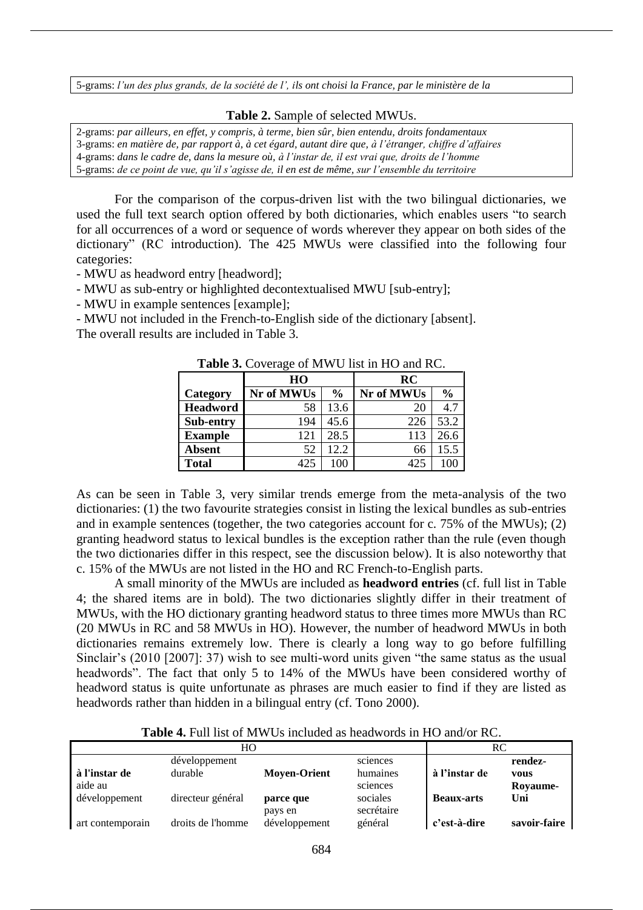5-grams: *l'un des plus grands, de la société de l', ils ont choisi la France, par le ministère de la*

**Table 2.** Sample of selected MWUs.

2-grams: *par ailleurs, en effet, y compris, à terme, bien sûr, bien entendu, droits fondamentaux*
3-grams: *en matière de, par rapport à, à cet égard, autant dire que, à l'étranger, chiffre d'affaires*
4-grams: *dans le cadre de, dans la mesure où, à l'instar de, il est vrai que, droits de l'homme*
5-grams: *de ce point de vue, qu'il s'agisse de, il en est de même, sur l'ensemble du territoire*

For the comparison of the corpus-driven list with the two bilingual dictionaries, we used the full text search option offered by both dictionaries, which enables users "to search for all occurrences of a word or sequence of words wherever they appear on both sides of the dictionary" (RC introduction). The 425 MWUs were classified into the following four categories:

- MWU as headword entry [headword];
- MWU as sub-entry or highlighted decontextualised MWU [sub-entry];
- MWU in example sentences [example];
- MWU not included in the French-to-English side of the dictionary [absent].

The overall results are included in Table 3.

**Table 3.** Coverage of MWU list in HO and RC.

| | HO | | RC | |
|---|---|---|---|---|
| **Category** | **Nr of MWUs** | **%** | **Nr of MWUs** | **%** |
| **Headword** | 58 | 13.6 | 20 | 4.7 |
| **Sub-entry** | 194 | 45.6 | 226 | 53.2 |
| **Example** | 121 | 28.5 | 113 | 26.6 |
| **Absent** | 52 | 12.2 | 66 | 15.5 |
| **Total** | 425 | 100 | 425 | 100 |

As can be seen in Table 3, very similar trends emerge from the meta-analysis of the two dictionaries: (1) the two favourite strategies consist in listing the lexical bundles as sub-entries and in example sentences (together, the two categories account for c. 75% of the MWUs); (2) granting headword status to lexical bundles is the exception rather than the rule (even though the two dictionaries differ in this respect, see the discussion below). It is also noteworthy that c. 15% of the MWUs are not listed in the HO and RC French-to-English parts.

A small minority of the MWUs are included as **headword entries** (cf. full list in Table 4; the shared items are in bold). The two dictionaries slightly differ in their treatment of MWUs, with the HO dictionary granting headword status to three times more MWUs than RC (20 MWUs in RC and 58 MWUs in HO). However, the number of headword MWUs in both dictionaries remains extremely low. There is clearly a long way to go before fulfilling Sinclair's (2010 [2007]: 37) wish to see multi-word units given "the same status as the usual headwords". The fact that only 5 to 14% of the MWUs have been considered worthy of headword status is quite unfortunate as phrases are much easier to find if they are listed as headwords rather than hidden in a bilingual entry (cf. Tono 2000).

**Table 4.** Full list of MWUs included as headwords in HO and/or RC.

| HO | | | | RC | |
|---|---|---|---|---|---|
| **à l'instar de** | développement durable | **Moyen-Orient** | sciences humaines | **à l'instar de** | **rendez-vous** |
| aide au développement | directeur général | **parce que** | sciences sociales | **Beaux-arts** | **Royaume-Uni** |
| art contemporain | droits de l'homme | pays en développement | secrétaire général | **c'est-à-dire** | **savoir-faire** |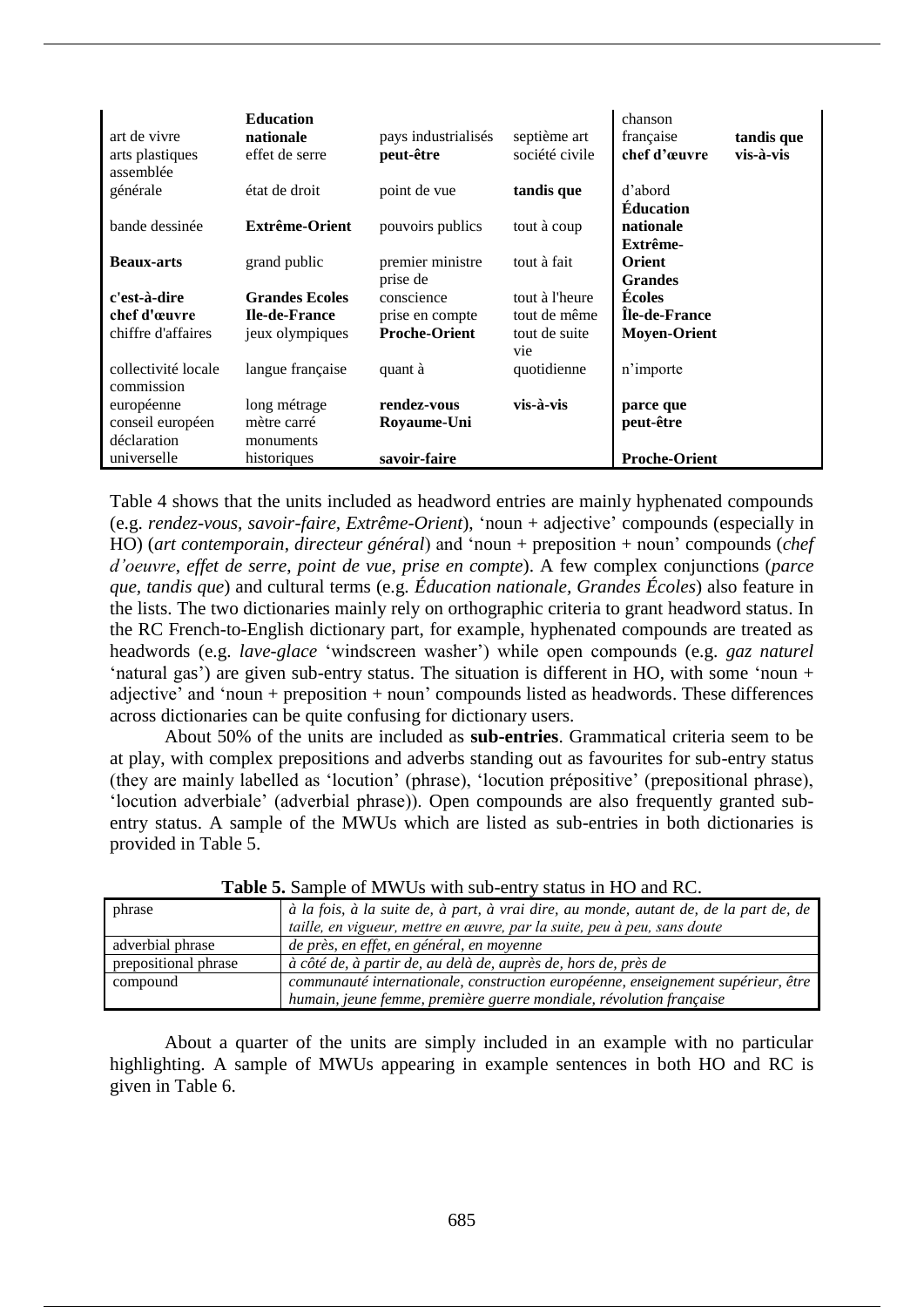| | | | | | |
|---|---|---|---|---|---|
| art de vivre | **Education nationale** | pays industrialisés | septième art | chanson française | **tandis que** |
| arts plastiques | effet de serre | **peut-être** | société civile | **chef d'œuvre** | **vis-à-vis** |
| assemblée générale | état de droit | point de vue | **tandis que** | d'abord | |
| bande dessinée | **Extrême-Orient** | pouvoirs publics | tout à coup | **Éducation nationale** | |
| **Beaux-arts** | grand public | premier ministre | tout à fait | **Extrême-Orient** | |
| **c'est-à-dire** | **Grandes Ecoles** | prise de conscience | tout à l'heure | **Grandes Écoles** | |
| **chef d'œuvre** | **Ile-de-France** | prise en compte | tout de même | **Île-de-France** | |
| chiffre d'affaires | jeux olympiques | **Proche-Orient** | tout de suite | **Moyen-Orient** | |
| collectivité locale | langue française | quant à | vie quotidienne | n'importe | |
| commission européenne | long métrage | **rendez-vous** | **vis-à-vis** | **parce que** | |
| conseil européen | mètre carré | **Royaume-Uni** | | **peut-être** | |
| déclaration universelle | monuments historiques | **savoir-faire** | | **Proche-Orient** | |

Table 4 shows that the units included as headword entries are mainly hyphenated compounds (e.g. *rendez-vous, savoir-faire, Extrême-Orient*), 'noun + adjective' compounds (especially in HO) (*art contemporain*, *directeur général*) and 'noun + preposition + noun' compounds (*chef d'oeuvre*, *effet de serre*, *point de vue*, *prise en compte*). A few complex conjunctions (*parce que*, *tandis que*) and cultural terms (e.g. *Éducation nationale*, *Grandes Écoles*) also feature in the lists. The two dictionaries mainly rely on orthographic criteria to grant headword status. In the RC French-to-English dictionary part, for example, hyphenated compounds are treated as headwords (e.g. *lave-glace* 'windscreen washer') while open compounds (e.g. *gaz naturel* 'natural gas') are given sub-entry status. The situation is different in HO, with some 'noun + adjective' and 'noun + preposition + noun' compounds listed as headwords. These differences across dictionaries can be quite confusing for dictionary users.

About 50% of the units are included as **sub-entries**. Grammatical criteria seem to be at play, with complex prepositions and adverbs standing out as favourites for sub-entry status (they are mainly labelled as 'locution' (phrase), 'locution prépositive' (prepositional phrase), 'locution adverbiale' (adverbial phrase)). Open compounds are also frequently granted sub-entry status. A sample of the MWUs which are listed as sub-entries in both dictionaries is provided in Table 5.

**Table 5.** Sample of MWUs with sub-entry status in HO and RC.

| | |
|---|---|
| phrase | *à la fois, à la suite de, à part, à vrai dire, au monde, autant de, de la part de, de taille, en vigueur, mettre en œuvre, par la suite, peu à peu, sans doute* |
| adverbial phrase | *de près, en effet, en général, en moyenne* |
| prepositional phrase | *à côté de, à partir de, au delà de, auprès de, hors de, près de* |
| compound | *communauté internationale, construction européenne, enseignement supérieur, être humain, jeune femme, première guerre mondiale, révolution française* |

About a quarter of the units are simply included in an example with no particular highlighting. A sample of MWUs appearing in example sentences in both HO and RC is given in Table 6.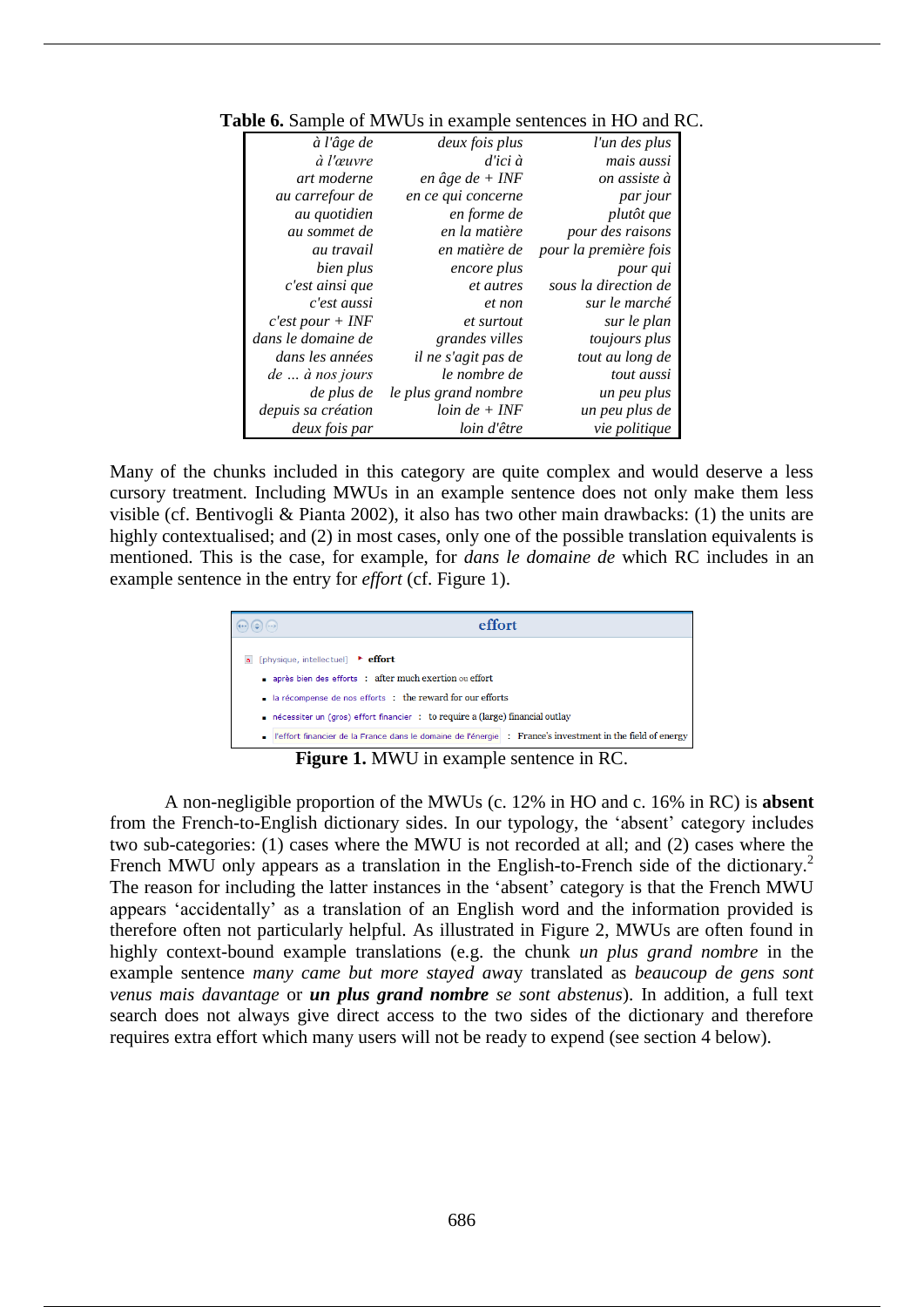**Table 6.** Sample of MWUs in example sentences in HO and RC.

| | | |
|---|---|---|
| *à l'âge de* | *deux fois plus* | *l'un des plus* |
| *à l'œuvre* | *d'ici à* | *mais aussi* |
| *art moderne* | *en âge de + INF* | *on assiste à* |
| *au carrefour de* | *en ce qui concerne* | *par jour* |
| *au quotidien* | *en forme de* | *plutôt que* |
| *au sommet de* | *en la matière* | *pour des raisons* |
| *au travail* | *en matière de* | *pour la première fois* |
| *bien plus* | *encore plus* | *pour qui* |
| *c'est ainsi que* | *et autres* | *sous la direction de* |
| *c'est aussi* | *et non* | *sur le marché* |
| *c'est pour + INF* | *et surtout* | *sur le plan* |
| *dans le domaine de* | *grandes villes* | *toujours plus* |
| *dans les années* | *il ne s'agit pas de* | *tout au long de* |
| *de … à nos jours* | *le nombre de* | *tout aussi* |
| *de plus de* | *le plus grand nombre* | *un peu plus* |
| *depuis sa création* | *loin de + INF* | *un peu plus de* |
| *deux fois par* | *loin d'être* | *vie politique* |

Many of the chunks included in this category are quite complex and would deserve a less cursory treatment. Including MWUs in an example sentence does not only make them less visible (cf. Bentivogli & Pianta 2002), it also has two other main drawbacks: (1) the units are highly contextualised; and (2) in most cases, only one of the possible translation equivalents is mentioned. This is the case, for example, for *dans le domaine de* which RC includes in an example sentence in the entry for *effort* (cf. Figure 1).

effort

[physique, intellectuel] ▸ **effort**

- après bien des efforts : after much exertion ou effort
- la récompense de nos efforts : the reward for our efforts
- nécessiter un (gros) effort financier : to require a (large) financial outlay
- l'effort financier de la France dans le domaine de l'énergie : France's investment in the field of energy

**Figure 1.** MWU in example sentence in RC.

A non-negligible proportion of the MWUs (c. 12% in HO and c. 16% in RC) is **absent** from the French-to-English dictionary sides. In our typology, the 'absent' category includes two sub-categories: (1) cases where the MWU is not recorded at all; and (2) cases where the French MWU only appears as a translation in the English-to-French side of the dictionary.[2] The reason for including the latter instances in the 'absent' category is that the French MWU appears 'accidentally' as a translation of an English word and the information provided is therefore often not particularly helpful. As illustrated in Figure 2, MWUs are often found in highly context-bound example translations (e.g. the chunk *un plus grand nombre* in the example sentence *many came but more stayed away* translated as *beaucoup de gens sont venus mais davantage* or ***un plus grand nombre*** *se sont abstenus*). In addition, a full text search does not always give direct access to the two sides of the dictionary and therefore requires extra effort which many users will not be ready to expend (see section 4 below).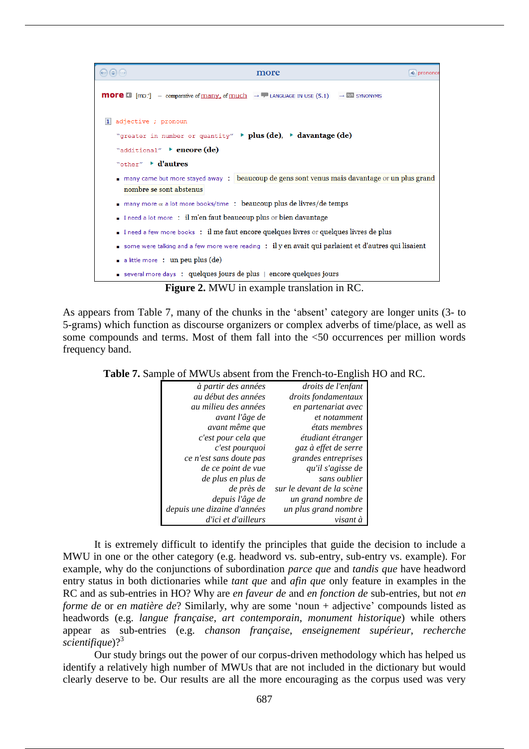more

**more** [mɔː] – comparative of many, of much → LANGUAGE IN USE (5.1) → SYNONYMS

1 adjective ; pronoun

"greater in number or quantity" ▸ **plus (de)**, ▸ **davantage (de)**

"additional" ▸ **encore (de)**

"other" ▸ **d'autres**

- many came but more stayed away : beaucoup de gens sont venus mais davantage or un plus grand nombre se sont abstenus
- many more or a lot more books/time : beaucoup plus de livres/de temps
- I need a lot more : il m'en faut beaucoup plus or bien davantage
- I need a few more books : il me faut encore quelques livres or quelques livres de plus
- some were talking and a few more were reading : il y en avait qui parlaient et d'autres qui lisaient
- a little more : un peu plus (de)
- several more days : quelques jours de plus | encore quelques jours

**Figure 2.** MWU in example translation in RC.

As appears from Table 7, many of the chunks in the 'absent' category are longer units (3- to 5-grams) which function as discourse organizers or complex adverbs of time/place, as well as some compounds and terms. Most of them fall into the <50 occurrences per million words frequency band.

**Table 7.** Sample of MWUs absent from the French-to-English HO and RC.

| | |
|---|---|
| *à partir des années* | *droits de l'enfant* |
| *au début des années* | *droits fondamentaux* |
| *au milieu des années* | *en partenariat avec* |
| *avant l'âge de* | *et notamment* |
| *avant même que* | *états membres* |
| *c'est pour cela que* | *étudiant étranger* |
| *c'est pourquoi* | *gaz à effet de serre* |
| *ce n'est sans doute pas* | *grandes entreprises* |
| *de ce point de vue* | *qu'il s'agisse de* |
| *de plus en plus de* | *sans oublier* |
| *de près de* | *sur le devant de la scène* |
| *depuis l'âge de* | *un grand nombre de* |
| *depuis une dizaine d'années* | *un plus grand nombre* |
| *d'ici et d'ailleurs* | *visant à* |

It is extremely difficult to identify the principles that guide the decision to include a MWU in one or the other category (e.g. headword vs. sub-entry, sub-entry vs. example). For example, why do the conjunctions of subordination *parce que* and *tandis que* have headword entry status in both dictionaries while *tant que* and *afin que* only feature in examples in the RC and as sub-entries in HO? Why are *en faveur de* and *en fonction de* sub-entries, but not *en forme de* or *en matière de*? Similarly, why are some 'noun + adjective' compounds listed as headwords (e.g. *langue française*, *art contemporain*, *monument historique*) while others appear as sub-entries (e.g. *chanson française*, *enseignement supérieur*, *recherche scientifique*)?[3]

Our study brings out the power of our corpus-driven methodology which has helped us identify a relatively high number of MWUs that are not included in the dictionary but would clearly deserve to be. Our results are all the more encouraging as the corpus used was very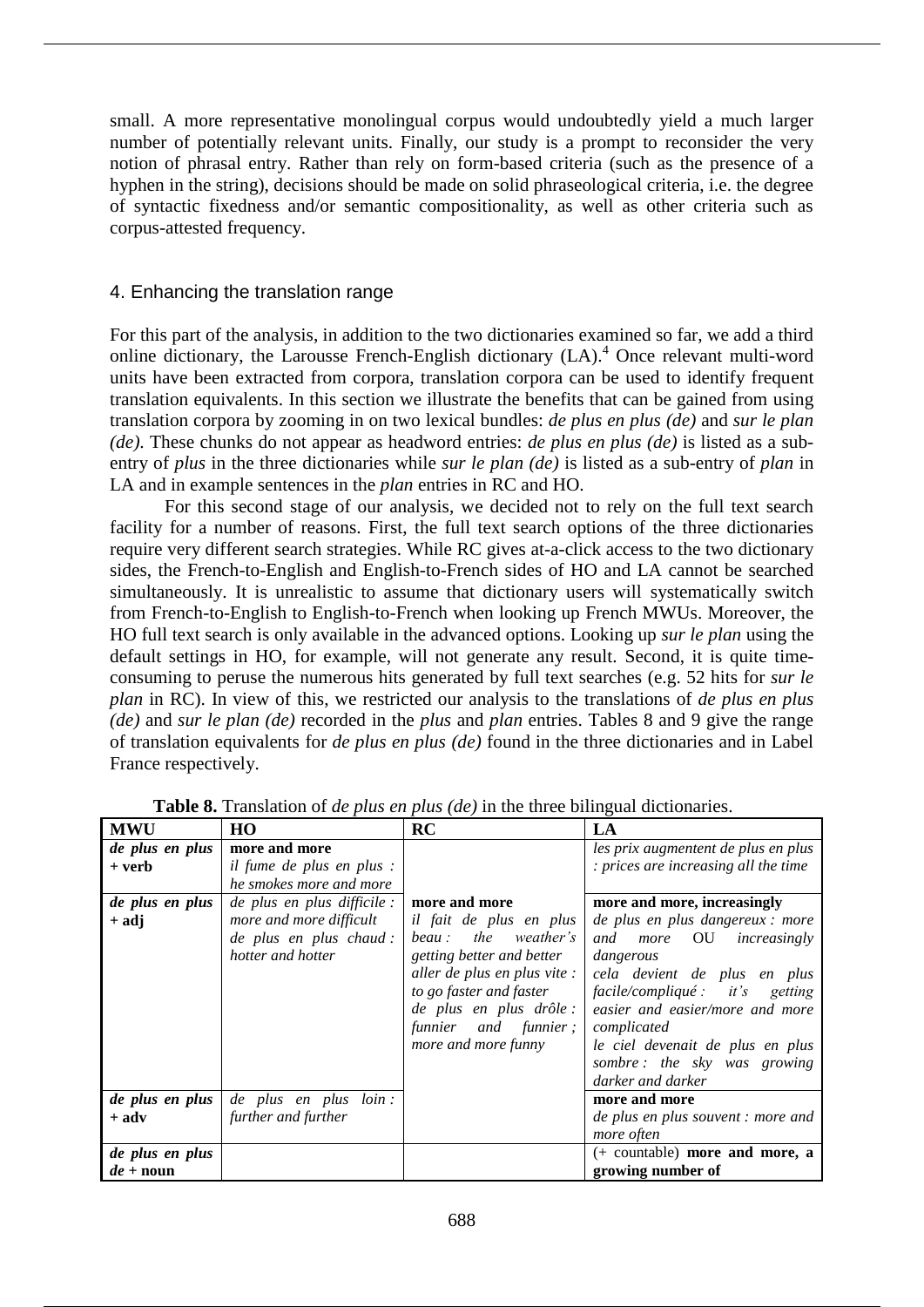small. A more representative monolingual corpus would undoubtedly yield a much larger number of potentially relevant units. Finally, our study is a prompt to reconsider the very notion of phrasal entry. Rather than rely on form-based criteria (such as the presence of a hyphen in the string), decisions should be made on solid phraseological criteria, i.e. the degree of syntactic fixedness and/or semantic compositionality, as well as other criteria such as corpus-attested frequency.

## 4. Enhancing the translation range

For this part of the analysis, in addition to the two dictionaries examined so far, we add a third online dictionary, the Larousse French-English dictionary (LA).[4] Once relevant multi-word units have been extracted from corpora, translation corpora can be used to identify frequent translation equivalents. In this section we illustrate the benefits that can be gained from using translation corpora by zooming in on two lexical bundles: *de plus en plus (de)* and *sur le plan (de)*. These chunks do not appear as headword entries: *de plus en plus (de)* is listed as a sub-entry of *plus* in the three dictionaries while *sur le plan (de)* is listed as a sub-entry of *plan* in LA and in example sentences in the *plan* entries in RC and HO.

For this second stage of our analysis, we decided not to rely on the full text search facility for a number of reasons. First, the full text search options of the three dictionaries require very different search strategies. While RC gives at-a-click access to the two dictionary sides, the French-to-English and English-to-French sides of HO and LA cannot be searched simultaneously. It is unrealistic to assume that dictionary users will systematically switch from French-to-English to English-to-French when looking up French MWUs. Moreover, the HO full text search is only available in the advanced options. Looking up *sur le plan* using the default settings in HO, for example, will not generate any result. Second, it is quite time-consuming to peruse the numerous hits generated by full text searches (e.g. 52 hits for *sur le plan* in RC). In view of this, we restricted our analysis to the translations of *de plus en plus (de)* and *sur le plan (de)* recorded in the *plus* and *plan* entries. Tables 8 and 9 give the range of translation equivalents for *de plus en plus (de)* found in the three dictionaries and in Label France respectively.

**Table 8.** Translation of *de plus en plus (de)* in the three bilingual dictionaries.

| MWU | HO | RC | LA |
|---|---|---|---|
| ***de plus en plus* + verb** | **more and more**<br>*il fume de plus en plus : he smokes more and more* | **more and more**<br>*il fait de plus en plus beau : the weather's getting better and better*<br>*aller de plus en plus vite : to go faster and faster*<br>*de plus en plus drôle : funnier and funnier ; more and more funny* | *les prix augmentent de plus en plus : prices are increasing all the time* |
| ***de plus en plus* + adj** | *de plus en plus difficile : more and more difficult*<br>*de plus en plus chaud : hotter and hotter* | | **more and more, increasingly**<br>*de plus en plus dangereux : more and more* OU *increasingly dangerous*<br>*cela devient de plus en plus facile/compliqué : it's getting easier and easier/more and more complicated*<br>*le ciel devenait de plus en plus sombre : the sky was growing darker and darker* |
| ***de plus en plus* + adv** | *de plus en plus loin : further and further* | | **more and more**<br>*de plus en plus souvent : more and more often* |
| ***de plus en plus de* + noun** | | | (+ countable) **more and more, a growing number of** |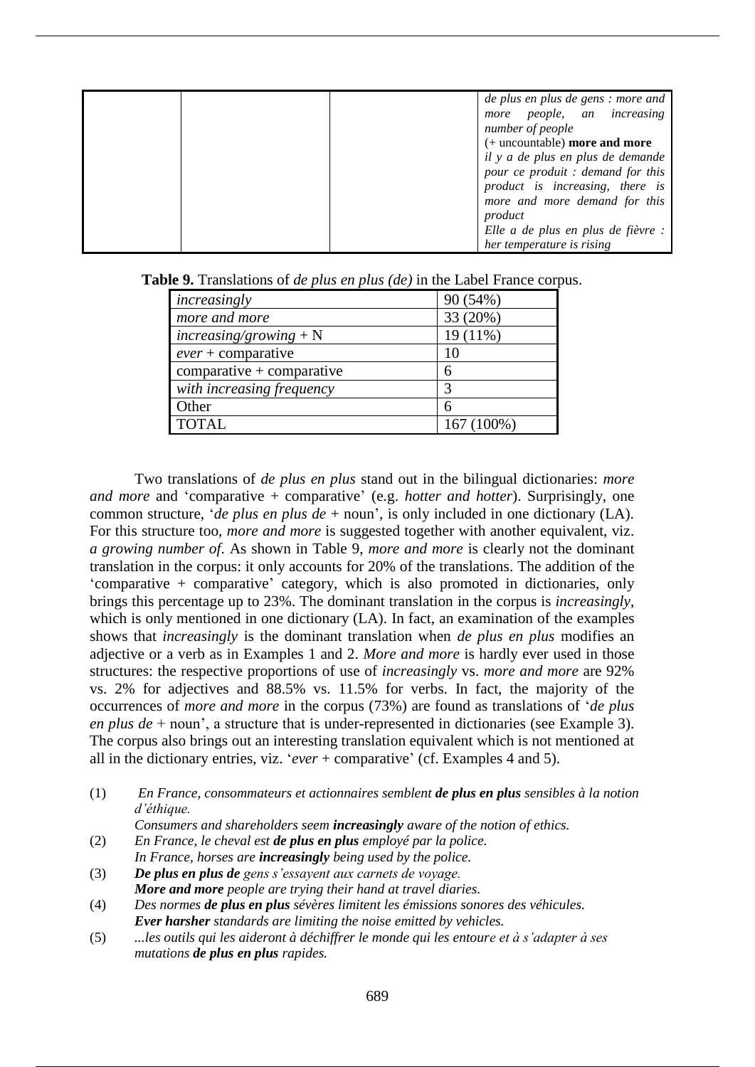|  |  |  | *de plus en plus de gens : more and more people, an increasing number of people*<br>(+ uncountable) **more and more**<br>*il y a de plus en plus de demande pour ce produit : demand for this product is increasing, there is more and more demand for this product*<br>*Elle a de plus en plus de fièvre : her temperature is rising* |
|---|---|---|---|

**Table 9.** Translations of *de plus en plus (de)* in the Label France corpus.

| | |
|---|---|
| *increasingly* | 90 (54%) |
| *more and more* | 33 (20%) |
| *increasing/growing* + N | 19 (11%) |
| *ever* + comparative | 10 |
| comparative + comparative | 6 |
| *with increasing frequency* | 3 |
| Other | 6 |
| TOTAL | 167 (100%) |

Two translations of *de plus en plus* stand out in the bilingual dictionaries: *more and more* and 'comparative + comparative' (e.g. *hotter and hotter*). Surprisingly, one common structure, '*de plus en plus de* + noun', is only included in one dictionary (LA). For this structure too, *more and more* is suggested together with another equivalent, viz. *a growing number of*. As shown in Table 9, *more and more* is clearly not the dominant translation in the corpus: it only accounts for 20% of the translations. The addition of the 'comparative + comparative' category, which is also promoted in dictionaries, only brings this percentage up to 23%. The dominant translation in the corpus is *increasingly*, which is only mentioned in one dictionary (LA). In fact, an examination of the examples shows that *increasingly* is the dominant translation when *de plus en plus* modifies an adjective or a verb as in Examples 1 and 2. *More and more* is hardly ever used in those structures: the respective proportions of use of *increasingly* vs. *more and more* are 92% vs. 2% for adjectives and 88.5% vs. 11.5% for verbs. In fact, the majority of the occurrences of *more and more* in the corpus (73%) are found as translations of '*de plus en plus de* + noun', a structure that is under-represented in dictionaries (see Example 3). The corpus also brings out an interesting translation equivalent which is not mentioned at all in the dictionary entries, viz. '*ever* + comparative' (cf. Examples 4 and 5).

(1) *En France, consommateurs et actionnaires semblent **de plus en plus** sensibles à la notion d'éthique.*
*Consumers and shareholders seem **increasingly** aware of the notion of ethics.*

(2) *En France, le cheval est **de plus en plus** employé par la police.*
*In France, horses are **increasingly** being used by the police.*

(3) ***De plus en plus de** gens s'essayent aux carnets de voyage.*
***More and more** people are trying their hand at travel diaries.*

(4) *Des normes **de plus en plus** sévères limitent les émissions sonores des véhicules.*
***Ever harsher** standards are limiting the noise emitted by vehicles.*

(5) *...les outils qui les aideront à déchiffrer le monde qui les entoure et à s'adapter à ses mutations **de plus en plus** rapides.*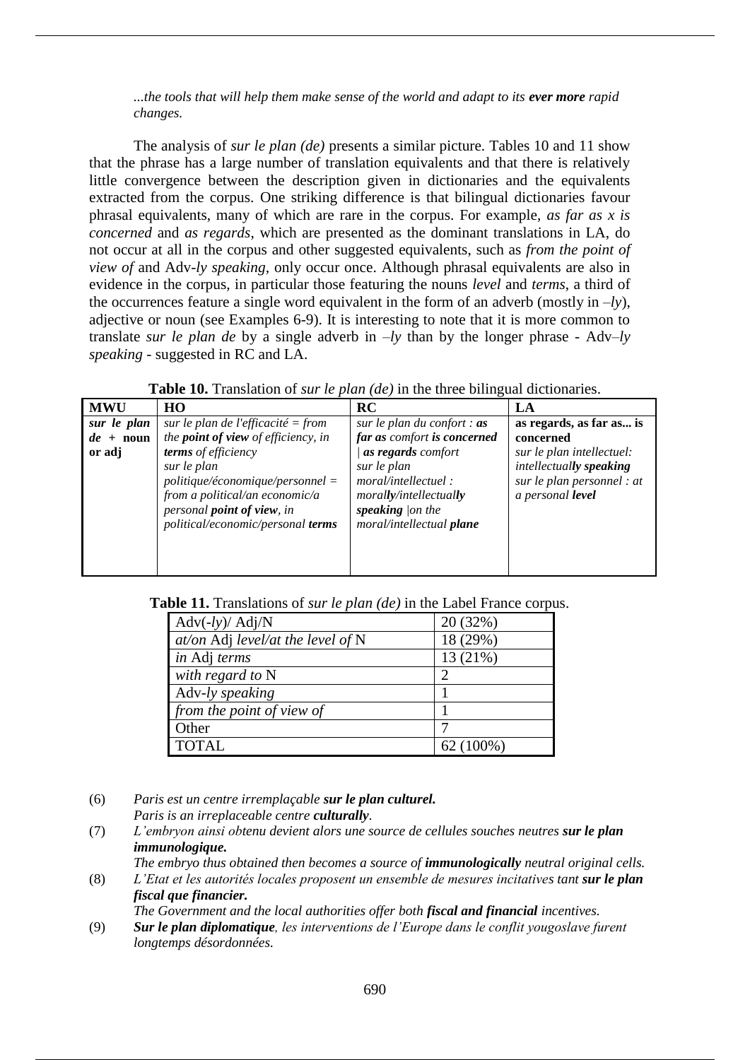*...the tools that will help them make sense of the world and adapt to its **ever more** rapid changes.*

The analysis of *sur le plan (de)* presents a similar picture. Tables 10 and 11 show that the phrase has a large number of translation equivalents and that there is relatively little convergence between the description given in dictionaries and the equivalents extracted from the corpus. One striking difference is that bilingual dictionaries favour phrasal equivalents, many of which are rare in the corpus. For example, *as far as x is concerned* and *as regards*, which are presented as the dominant translations in LA, do not occur at all in the corpus and other suggested equivalents, such as *from the point of view of* and Adv-*ly speaking*, only occur once. Although phrasal equivalents are also in evidence in the corpus, in particular those featuring the nouns *level* and *terms*, a third of the occurrences feature a single word equivalent in the form of an adverb (mostly in *–ly*), adjective or noun (see Examples 6-9). It is interesting to note that it is more common to translate *sur le plan de* by a single adverb in *–ly* than by the longer phrase - Adv*–ly speaking* - suggested in RC and LA.

**Table 10.** Translation of *sur le plan (de)* in the three bilingual dictionaries.

| MWU | HO | RC | LA |
|---|---|---|---|
| ***sur le plan de* + noun or adj** | *sur le plan de l'efficacité = from the **point of view** of efficiency, in **terms** of efficiency*<br>*sur le plan politique/économique/personnel = from a political/an economic/a personal **point of view**, in political/economic/personal **terms*** | *sur le plan du confort : **as far as** comfort **is concerned** \| **as regards** comfort*<br>*sur le plan moral/intellectuel : morally/intellectually **speaking** \|on the moral/intellectual **plane*** | **as regards, as far as... is concerned**<br>*sur le plan intellectuel: intellectually **speaking***<br>*sur le plan personnel : at a personal **level*** |

**Table 11.** Translations of *sur le plan (de)* in the Label France corpus.

| | |
|---|---|
| Adv(-*ly*)/ Adj/N | 20 (32%) |
| *at/on* Adj *level/at the level of* N | 18 (29%) |
| *in* Adj *terms* | 13 (21%) |
| *with regard to* N | 2 |
| Adv-*ly speaking* | 1 |
| *from the point of view of* | 1 |
| Other | 7 |
| TOTAL | 62 (100%) |

(6) *Paris est un centre irremplaçable **sur le plan culturel.***
*Paris is an irreplaceable centre **culturally**.*

(7) *L'embryon ainsi obtenu devient alors une source de cellules souches neutres **sur le plan immunologique.***
*The embryo thus obtained then becomes a source of **immunologically** neutral original cells.*

(8) *L'Etat et les autorités locales proposent un ensemble de mesures incitatives tant **sur le plan fiscal que financier.***
*The Government and the local authorities offer both **fiscal and financial** incentives.*

(9) ***Sur le plan diplomatique**, les interventions de l'Europe dans le conflit yougoslave furent longtemps désordonnées.*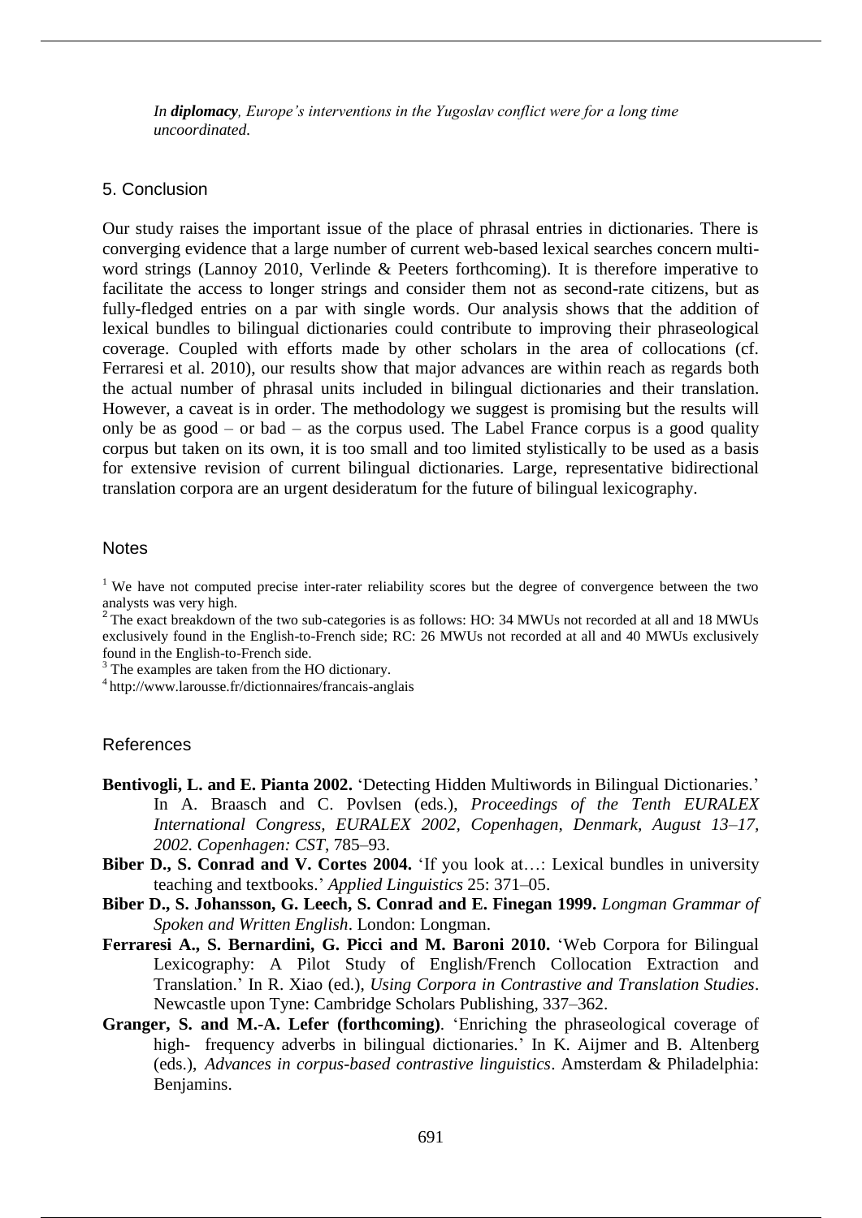*In **diplomacy**, Europe's interventions in the Yugoslav conflict were for a long time uncoordinated.*

## 5. Conclusion

Our study raises the important issue of the place of phrasal entries in dictionaries. There is converging evidence that a large number of current web-based lexical searches concern multi-word strings (Lannoy 2010, Verlinde & Peeters forthcoming). It is therefore imperative to facilitate the access to longer strings and consider them not as second-rate citizens, but as fully-fledged entries on a par with single words. Our analysis shows that the addition of lexical bundles to bilingual dictionaries could contribute to improving their phraseological coverage. Coupled with efforts made by other scholars in the area of collocations (cf. Ferraresi et al. 2010), our results show that major advances are within reach as regards both the actual number of phrasal units included in bilingual dictionaries and their translation. However, a caveat is in order. The methodology we suggest is promising but the results will only be as good – or bad – as the corpus used. The Label France corpus is a good quality corpus but taken on its own, it is too small and too limited stylistically to be used as a basis for extensive revision of current bilingual dictionaries. Large, representative bidirectional translation corpora are an urgent desideratum for the future of bilingual lexicography.

## Notes

[1] We have not computed precise inter-rater reliability scores but the degree of convergence between the two analysts was very high.

[2] The exact breakdown of the two sub-categories is as follows: HO: 34 MWUs not recorded at all and 18 MWUs exclusively found in the English-to-French side; RC: 26 MWUs not recorded at all and 40 MWUs exclusively found in the English-to-French side.

[3] The examples are taken from the HO dictionary.

[4] http://www.larousse.fr/dictionnaires/francais-anglais

## References

**Bentivogli, L. and E. Pianta 2002.** 'Detecting Hidden Multiwords in Bilingual Dictionaries.' In A. Braasch and C. Povlsen (eds.), *Proceedings of the Tenth EURALEX International Congress, EURALEX 2002, Copenhagen, Denmark, August 13–17, 2002. Copenhagen: CST*, 785–93.

**Biber D., S. Conrad and V. Cortes 2004.** 'If you look at…: Lexical bundles in university teaching and textbooks.' *Applied Linguistics* 25: 371–05.

**Biber D., S. Johansson, G. Leech, S. Conrad and E. Finegan 1999.** *Longman Grammar of Spoken and Written English*. London: Longman.

**Ferraresi A., S. Bernardini, G. Picci and M. Baroni 2010.** 'Web Corpora for Bilingual Lexicography: A Pilot Study of English/French Collocation Extraction and Translation.' In R. Xiao (ed.), *Using Corpora in Contrastive and Translation Studies*. Newcastle upon Tyne: Cambridge Scholars Publishing, 337–362.

**Granger, S. and M.-A. Lefer (forthcoming)**. 'Enriching the phraseological coverage of high- frequency adverbs in bilingual dictionaries.' In K. Aijmer and B. Altenberg (eds.), *Advances in corpus-based contrastive linguistics*. Amsterdam & Philadelphia: Benjamins.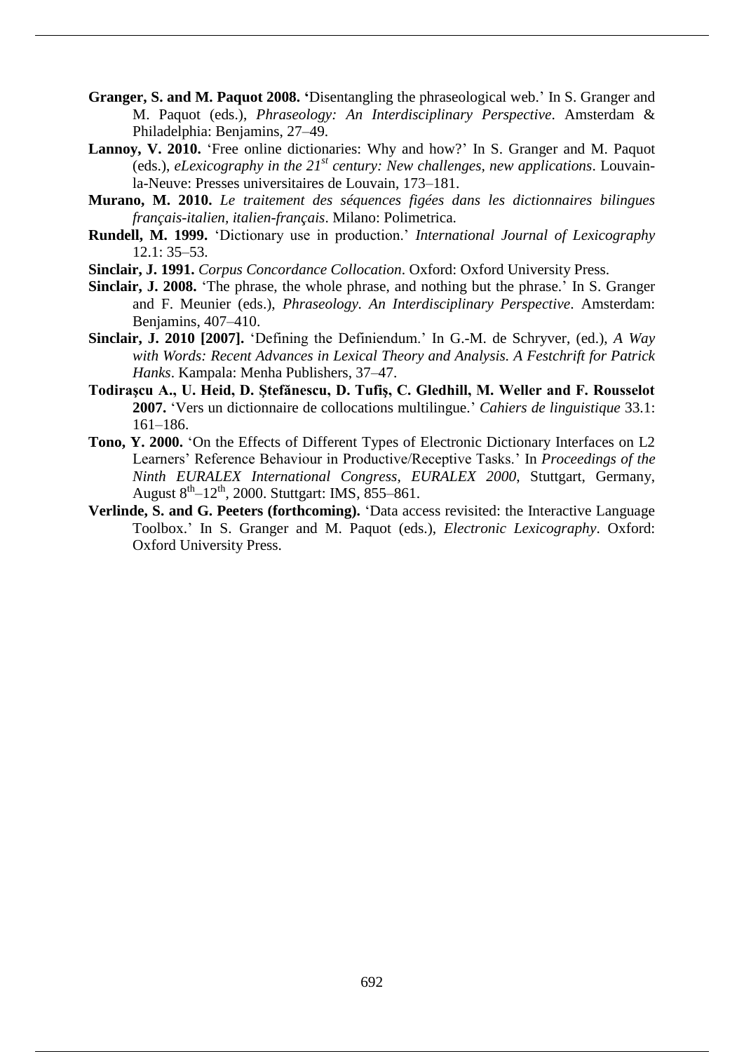**Granger, S. and M. Paquot 2008.** 'Disentangling the phraseological web.' In S. Granger and M. Paquot (eds.), *Phraseology: An Interdisciplinary Perspective*. Amsterdam & Philadelphia: Benjamins, 27–49.

**Lannoy, V. 2010.** 'Free online dictionaries: Why and how?' In S. Granger and M. Paquot (eds.), *eLexicography in the 21st century: New challenges, new applications*. Louvain-la-Neuve: Presses universitaires de Louvain, 173–181.

**Murano, M. 2010.** *Le traitement des séquences figées dans les dictionnaires bilingues français-italien, italien-français*. Milano: Polimetrica.

**Rundell, M. 1999.** 'Dictionary use in production.' *International Journal of Lexicography* 12.1: 35–53.

**Sinclair, J. 1991.** *Corpus Concordance Collocation*. Oxford: Oxford University Press.

**Sinclair, J. 2008.** 'The phrase, the whole phrase, and nothing but the phrase.' In S. Granger and F. Meunier (eds.), *Phraseology. An Interdisciplinary Perspective*. Amsterdam: Benjamins, 407–410.

**Sinclair, J. 2010 [2007].** 'Defining the Definiendum.' In G.-M. de Schryver, (ed.), *A Way with Words: Recent Advances in Lexical Theory and Analysis. A Festchrift for Patrick Hanks*. Kampala: Menha Publishers, 37–47.

**Todiraşcu A., U. Heid, D. Ştefănescu, D. Tufiş, C. Gledhill, M. Weller and F. Rousselot 2007.** 'Vers un dictionnaire de collocations multilingue.' *Cahiers de linguistique* 33.1: 161–186.

**Tono, Y. 2000.** 'On the Effects of Different Types of Electronic Dictionary Interfaces on L2 Learners' Reference Behaviour in Productive/Receptive Tasks.' In *Proceedings of the Ninth EURALEX International Congress, EURALEX 2000*, Stuttgart, Germany, August 8th–12th, 2000. Stuttgart: IMS, 855–861.

**Verlinde, S. and G. Peeters (forthcoming).** 'Data access revisited: the Interactive Language Toolbox.' In S. Granger and M. Paquot (eds.), *Electronic Lexicography*. Oxford: Oxford University Press.